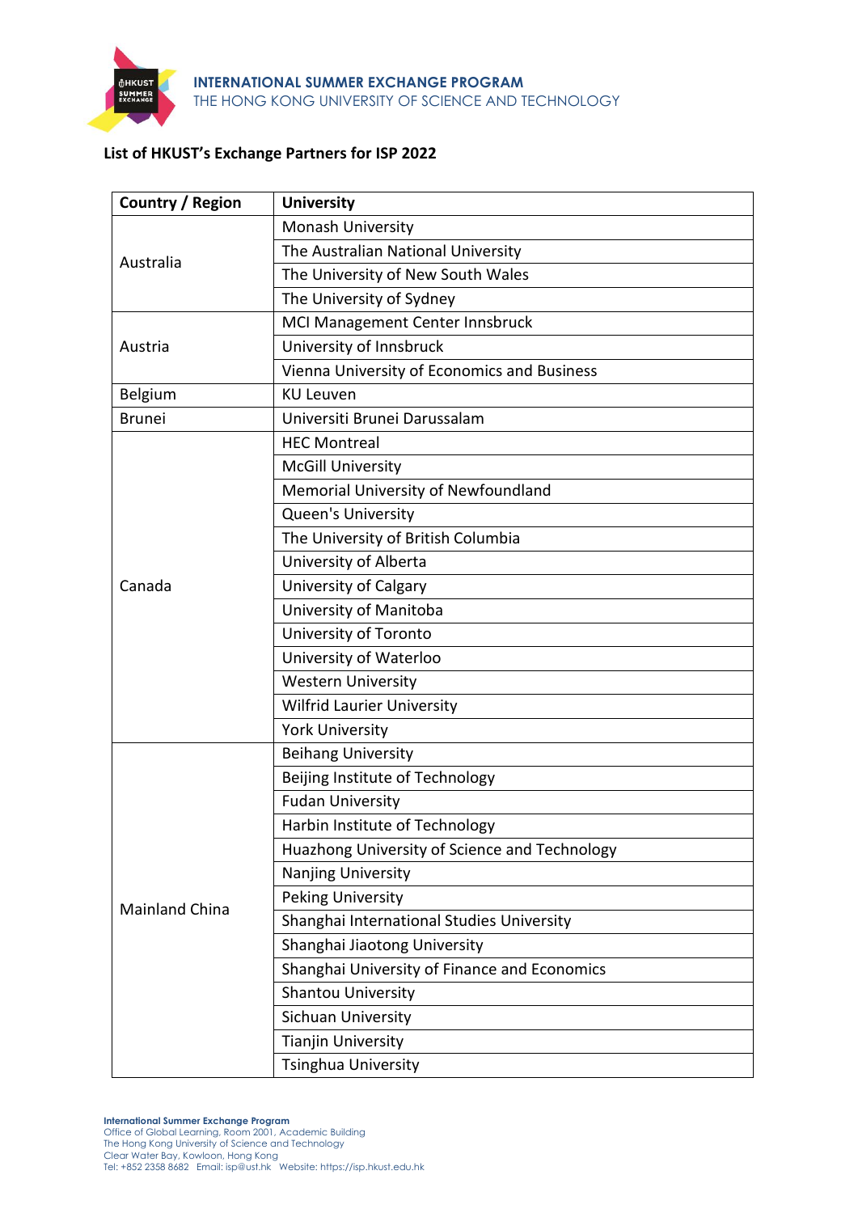**INTERNATIONAL SUMMER EXCHANGE PROGRAM**
THE HONG KONG UNIVERSITY OF SCIENCE AND TECHNOLOGY

**List of HKUST's Exchange Partners for ISP 2022**

| Country / Region | University |
|---|---|
| Australia | Monash University |
| | The Australian National University |
| | The University of New South Wales |
| | The University of Sydney |
| Austria | MCI Management Center Innsbruck |
| | University of Innsbruck |
| | Vienna University of Economics and Business |
| Belgium | KU Leuven |
| Brunei | Universiti Brunei Darussalam |
| Canada | HEC Montreal |
| | McGill University |
| | Memorial University of Newfoundland |
| | Queen's University |
| | The University of British Columbia |
| | University of Alberta |
| | University of Calgary |
| | University of Manitoba |
| | University of Toronto |
| | University of Waterloo |
| | Western University |
| | Wilfrid Laurier University |
| | York University |
| Mainland China | Beihang University |
| | Beijing Institute of Technology |
| | Fudan University |
| | Harbin Institute of Technology |
| | Huazhong University of Science and Technology |
| | Nanjing University |
| | Peking University |
| | Shanghai International Studies University |
| | Shanghai Jiaotong University |
| | Shanghai University of Finance and Economics |
| | Shantou University |
| | Sichuan University |
| | Tianjin University |
| | Tsinghua University |

**International Summer Exchange Program**
Office of Global Learning, Room 2001, Academic Building
The Hong Kong University of Science and Technology
Clear Water Bay, Kowloon, Hong Kong
Tel: +852 2358 8682 Email: isp@ust.hk Website: https://isp.hkust.edu.hk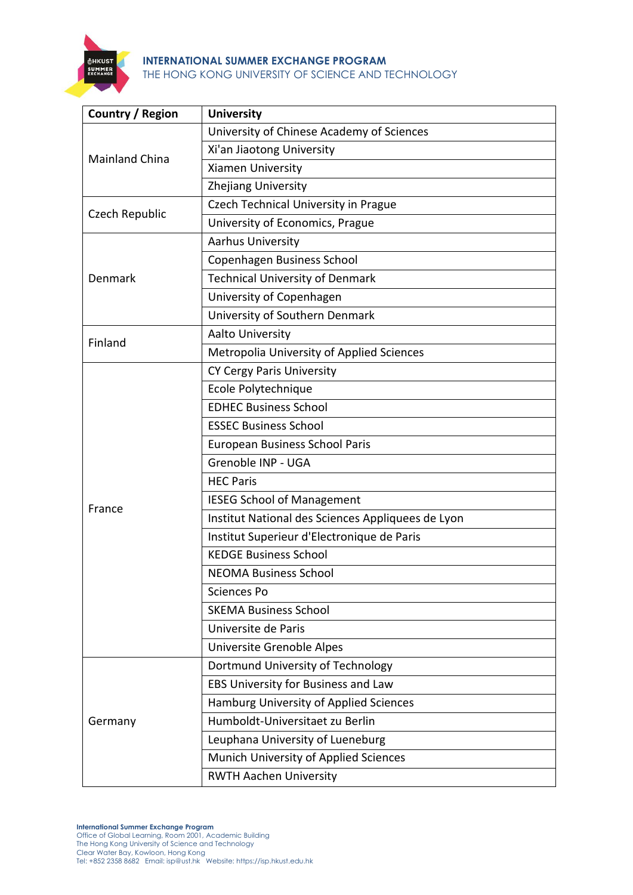| Country / Region | University |
|---|---|
| Mainland China | University of Chinese Academy of Sciences |
| | Xi'an Jiaotong University |
| | Xiamen University |
| | Zhejiang University |
| Czech Republic | Czech Technical University in Prague |
| | University of Economics, Prague |
| Denmark | Aarhus University |
| | Copenhagen Business School |
| | Technical University of Denmark |
| | University of Copenhagen |
| | University of Southern Denmark |
| Finland | Aalto University |
| | Metropolia University of Applied Sciences |
| France | CY Cergy Paris University |
| | Ecole Polytechnique |
| | EDHEC Business School |
| | ESSEC Business School |
| | European Business School Paris |
| | Grenoble INP - UGA |
| | HEC Paris |
| | IESEG School of Management |
| | Institut National des Sciences Appliquees de Lyon |
| | Institut Superieur d'Electronique de Paris |
| | KEDGE Business School |
| | NEOMA Business School |
| | Sciences Po |
| | SKEMA Business School |
| | Universite de Paris |
| | Universite Grenoble Alpes |
| Germany | Dortmund University of Technology |
| | EBS University for Business and Law |
| | Hamburg University of Applied Sciences |
| | Humboldt-Universitaet zu Berlin |
| | Leuphana University of Lueneburg |
| | Munich University of Applied Sciences |
| | RWTH Aachen University |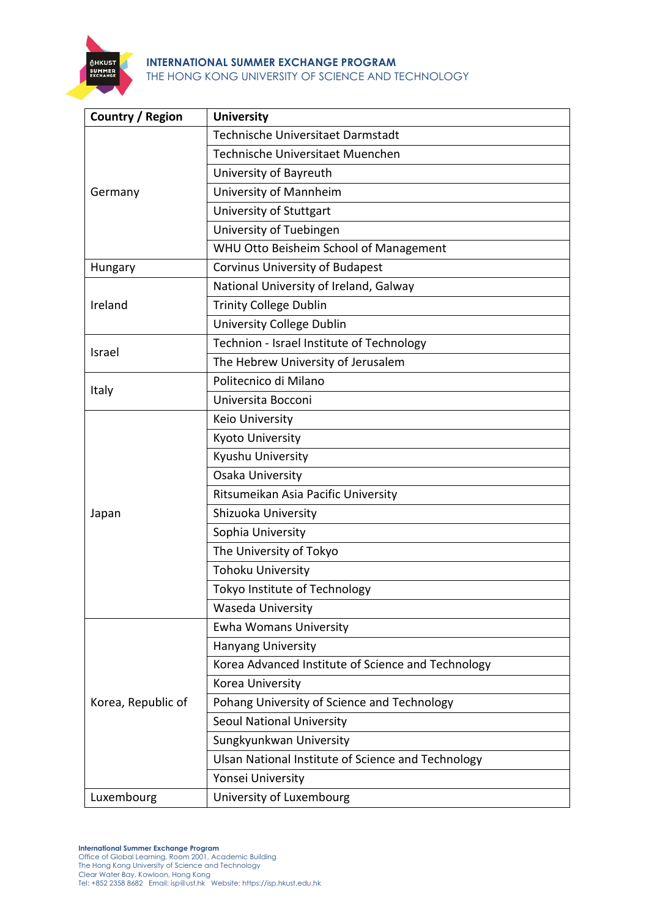| Country / Region | University |
| --- | --- |
| Germany | Technische Universitaet Darmstadt |
| | Technische Universitaet Muenchen |
| | University of Bayreuth |
| | University of Mannheim |
| | University of Stuttgart |
| | University of Tuebingen |
| | WHU Otto Beisheim School of Management |
| Hungary | Corvinus University of Budapest |
| Ireland | National University of Ireland, Galway |
| | Trinity College Dublin |
| | University College Dublin |
| Israel | Technion - Israel Institute of Technology |
| | The Hebrew University of Jerusalem |
| Italy | Politecnico di Milano |
| | Universita Bocconi |
| Japan | Keio University |
| | Kyoto University |
| | Kyushu University |
| | Osaka University |
| | Ritsumeikan Asia Pacific University |
| | Shizuoka University |
| | Sophia University |
| | The University of Tokyo |
| | Tohoku University |
| | Tokyo Institute of Technology |
| | Waseda University |
| Korea, Republic of | Ewha Womans University |
| | Hanyang University |
| | Korea Advanced Institute of Science and Technology |
| | Korea University |
| | Pohang University of Science and Technology |
| | Seoul National University |
| | Sungkyunkwan University |
| | Ulsan National Institute of Science and Technology |
| | Yonsei University |
| Luxembourg | University of Luxembourg |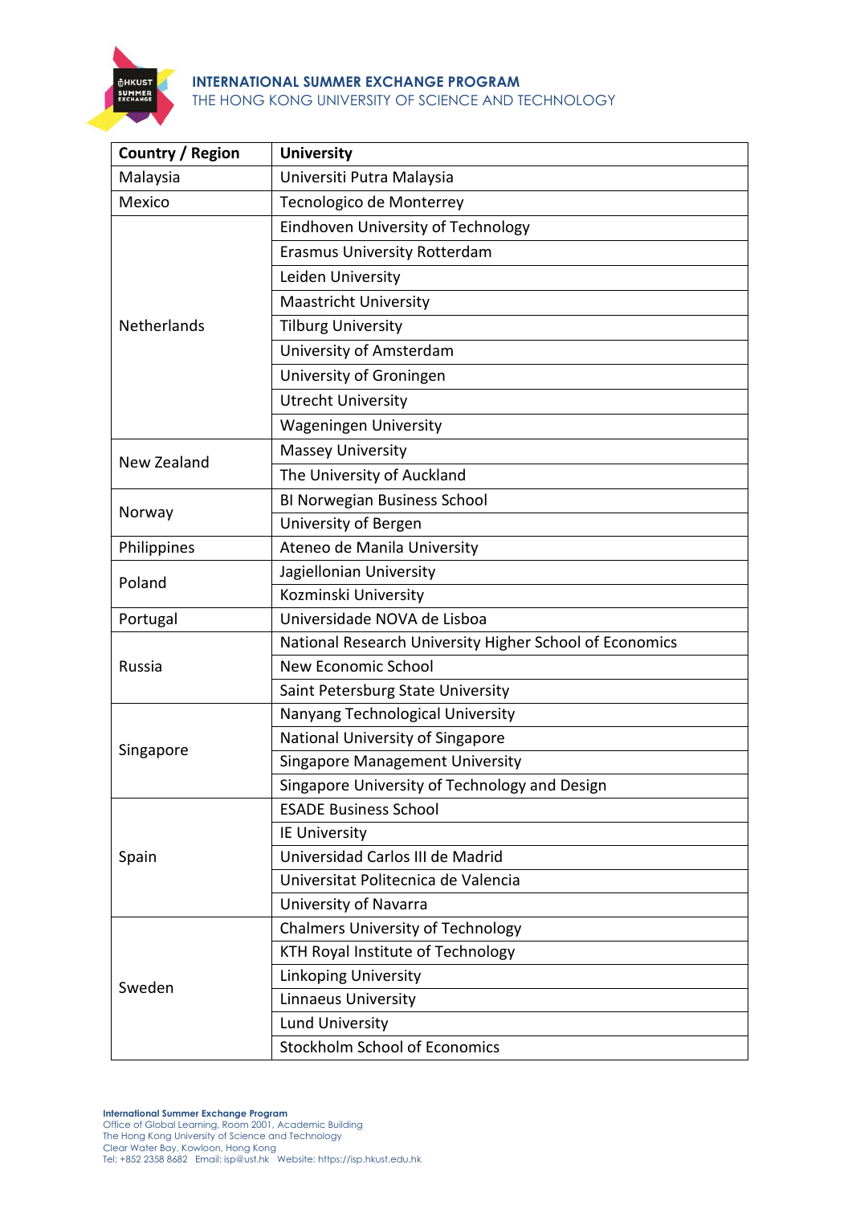| Country / Region | University |
|---|---|
| Malaysia | Universiti Putra Malaysia |
| Mexico | Tecnologico de Monterrey |
| Netherlands | Eindhoven University of Technology |
| | Erasmus University Rotterdam |
| | Leiden University |
| | Maastricht University |
| | Tilburg University |
| | University of Amsterdam |
| | University of Groningen |
| | Utrecht University |
| | Wageningen University |
| New Zealand | Massey University |
| | The University of Auckland |
| Norway | BI Norwegian Business School |
| | University of Bergen |
| Philippines | Ateneo de Manila University |
| Poland | Jagiellonian University |
| | Kozminski University |
| Portugal | Universidade NOVA de Lisboa |
| Russia | National Research University Higher School of Economics |
| | New Economic School |
| | Saint Petersburg State University |
| Singapore | Nanyang Technological University |
| | National University of Singapore |
| | Singapore Management University |
| | Singapore University of Technology and Design |
| Spain | ESADE Business School |
| | IE University |
| | Universidad Carlos III de Madrid |
| | Universitat Politecnica de Valencia |
| | University of Navarra |
| Sweden | Chalmers University of Technology |
| | KTH Royal Institute of Technology |
| | Linkoping University |
| | Linnaeus University |
| | Lund University |
| | Stockholm School of Economics |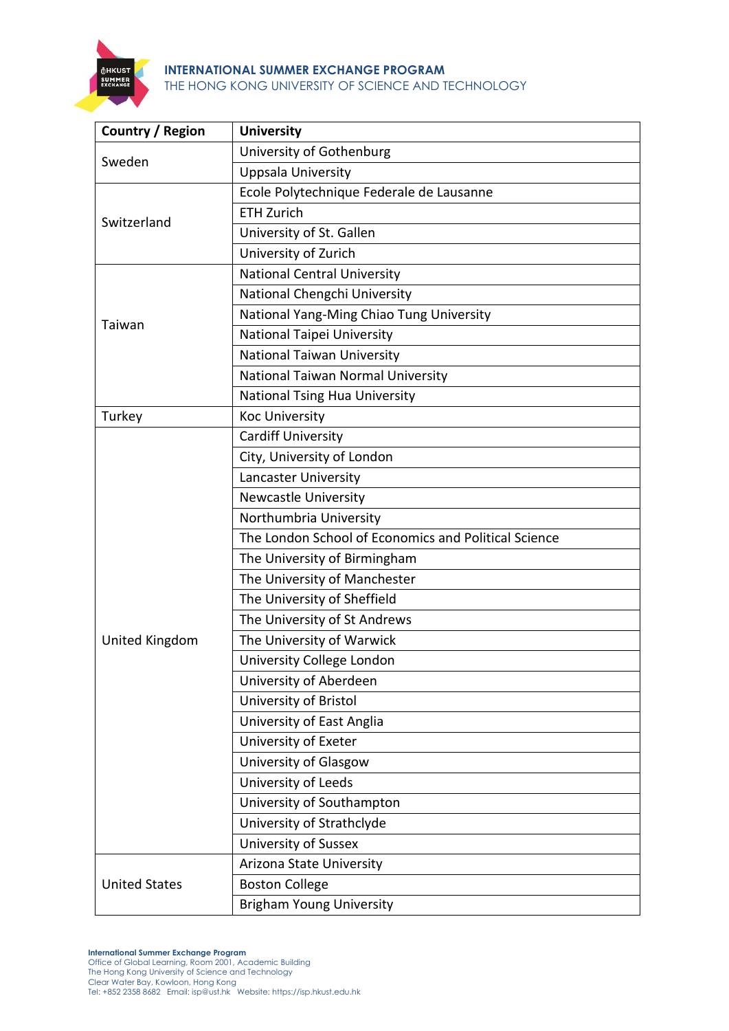| Country / Region | University |
| --- | --- |
| Sweden | University of Gothenburg |
| | Uppsala University |
| Switzerland | Ecole Polytechnique Federale de Lausanne |
| | ETH Zurich |
| | University of St. Gallen |
| | University of Zurich |
| Taiwan | National Central University |
| | National Chengchi University |
| | National Yang-Ming Chiao Tung University |
| | National Taipei University |
| | National Taiwan University |
| | National Taiwan Normal University |
| | National Tsing Hua University |
| Turkey | Koc University |
| United Kingdom | Cardiff University |
| | City, University of London |
| | Lancaster University |
| | Newcastle University |
| | Northumbria University |
| | The London School of Economics and Political Science |
| | The University of Birmingham |
| | The University of Manchester |
| | The University of Sheffield |
| | The University of St Andrews |
| | The University of Warwick |
| | University College London |
| | University of Aberdeen |
| | University of Bristol |
| | University of East Anglia |
| | University of Exeter |
| | University of Glasgow |
| | University of Leeds |
| | University of Southampton |
| | University of Strathclyde |
| | University of Sussex |
| United States | Arizona State University |
| | Boston College |
| | Brigham Young University |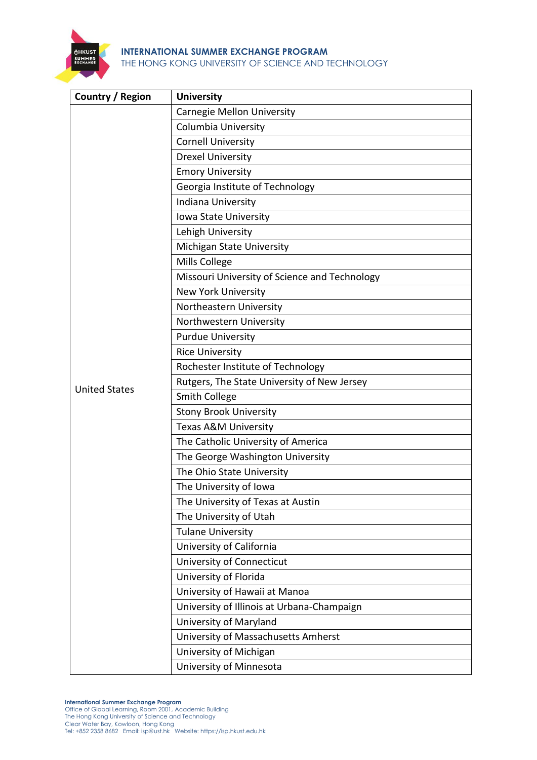| Country / Region | University |
|---|---|
| United States | Carnegie Mellon University |
| | Columbia University |
| | Cornell University |
| | Drexel University |
| | Emory University |
| | Georgia Institute of Technology |
| | Indiana University |
| | Iowa State University |
| | Lehigh University |
| | Michigan State University |
| | Mills College |
| | Missouri University of Science and Technology |
| | New York University |
| | Northeastern University |
| | Northwestern University |
| | Purdue University |
| | Rice University |
| | Rochester Institute of Technology |
| | Rutgers, The State University of New Jersey |
| | Smith College |
| | Stony Brook University |
| | Texas A&M University |
| | The Catholic University of America |
| | The George Washington University |
| | The Ohio State University |
| | The University of Iowa |
| | The University of Texas at Austin |
| | The University of Utah |
| | Tulane University |
| | University of California |
| | University of Connecticut |
| | University of Florida |
| | University of Hawaii at Manoa |
| | University of Illinois at Urbana-Champaign |
| | University of Maryland |
| | University of Massachusetts Amherst |
| | University of Michigan |
| | University of Minnesota |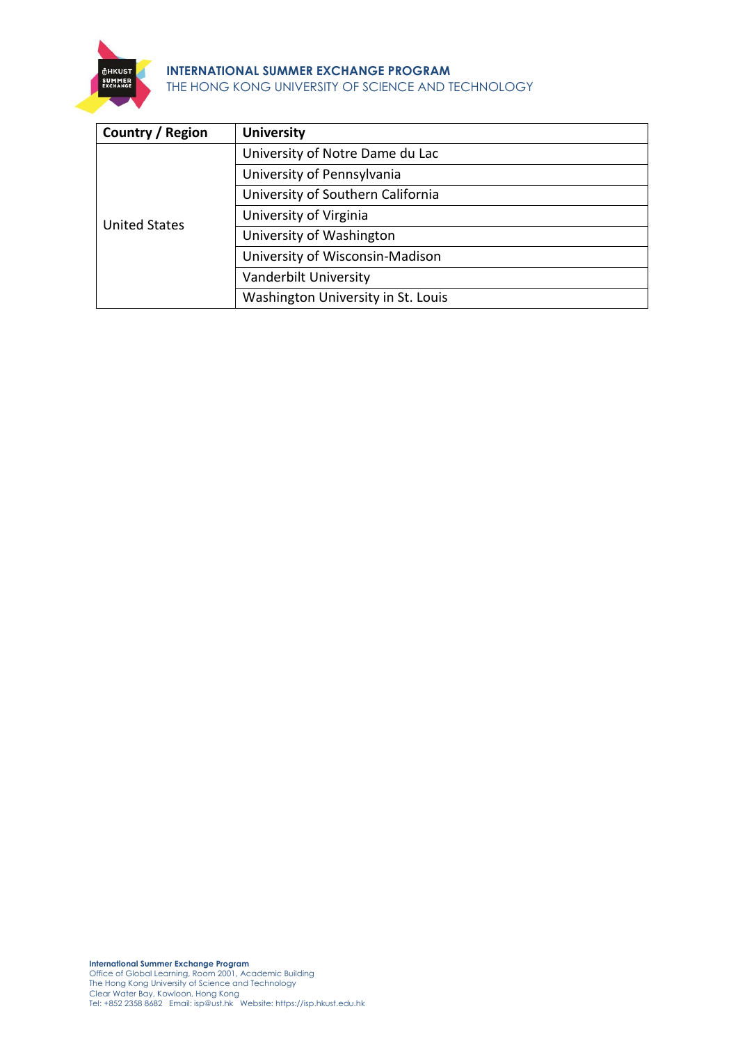| Country / Region | University |
|---|---|
| United States | University of Notre Dame du Lac |
| | University of Pennsylvania |
| | University of Southern California |
| | University of Virginia |
| | University of Washington |
| | University of Wisconsin-Madison |
| | Vanderbilt University |
| | Washington University in St. Louis |